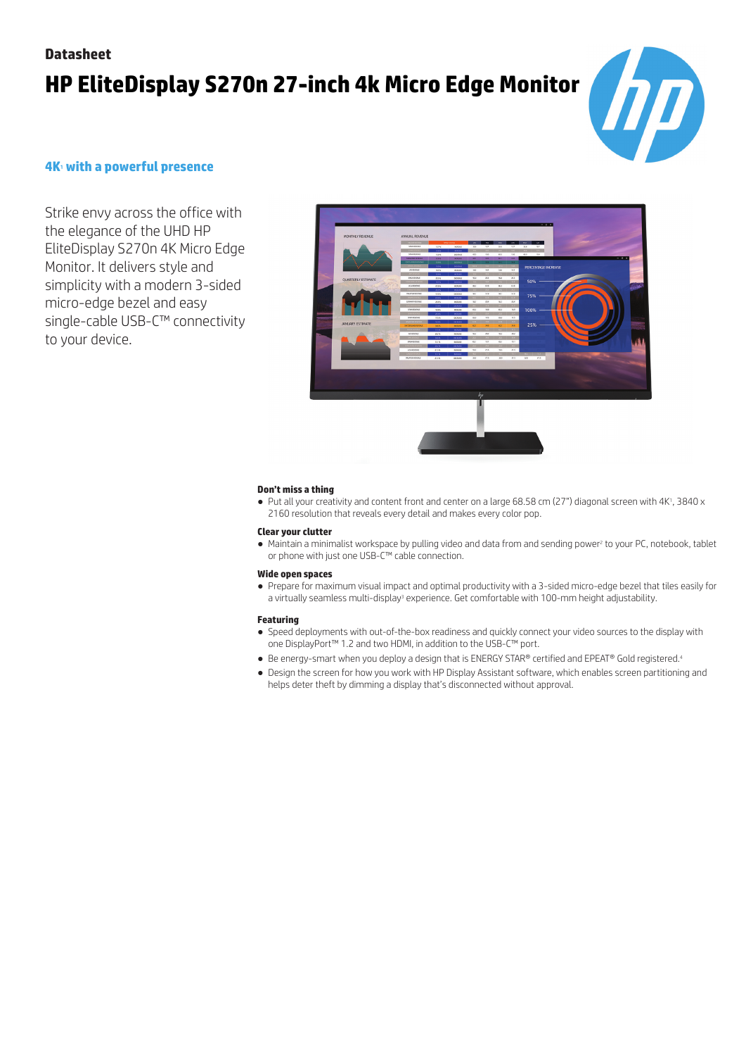**Datasheet**

# HP EliteDisplay S270n 27-inch 4k Micro Edge Monitor

## 4K[1] with a powerful presence

Strike envy across the office with the elegance of the UHD HP EliteDisplay S270n 4K Micro Edge Monitor. It delivers style and simplicity with a modern 3-sided micro-edge bezel and easy single-cable USB-C™ connectivity to your device.

### Don't miss a thing

- Put all your creativity and content front and center on a large 68.58 cm (27") diagonal screen with 4K[1], 3840 x 2160 resolution that reveals every detail and makes every color pop.

### Clear your clutter

- Maintain a minimalist workspace by pulling video and data from and sending power[2] to your PC, notebook, tablet or phone with just one USB-C™ cable connection.

### Wide open spaces

- Prepare for maximum visual impact and optimal productivity with a 3-sided micro-edge bezel that tiles easily for a virtually seamless multi-display[3] experience. Get comfortable with 100-mm height adjustability.

### Featuring

- Speed deployments with out-of-the-box readiness and quickly connect your video sources to the display with one DisplayPort™ 1.2 and two HDMI, in addition to the USB-C™ port.
- Be energy-smart when you deploy a design that is ENERGY STAR® certified and EPEAT® Gold registered.[4]
- Design the screen for how you work with HP Display Assistant software, which enables screen partitioning and helps deter theft by dimming a display that's disconnected without approval.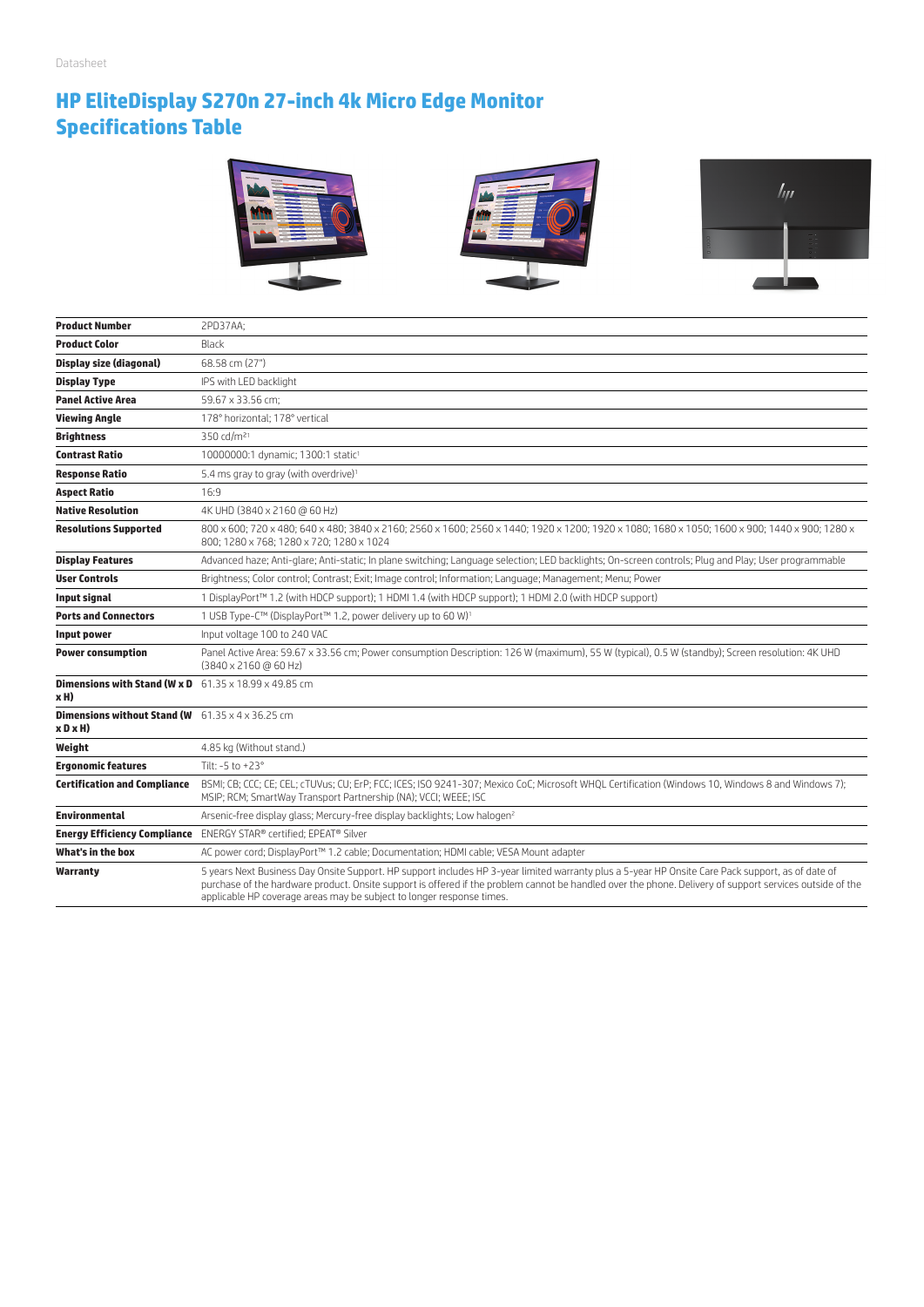Datasheet

# HP EliteDisplay S270n 27-inch 4k Micro Edge Monitor Specifications Table

| | |
|---|---|
| **Product Number** | 2PD37AA; |
| **Product Color** | Black |
| **Display size (diagonal)** | 68.58 cm (27") |
| **Display Type** | IPS with LED backlight |
| **Panel Active Area** | 59.67 x 33.56 cm; |
| **Viewing Angle** | 178° horizontal; 178° vertical |
| **Brightness** | 350 cd/m²[1] |
| **Contrast Ratio** | 10000000:1 dynamic; 1300:1 static[1] |
| **Response Ratio** | 5.4 ms gray to gray (with overdrive)[1] |
| **Aspect Ratio** | 16:9 |
| **Native Resolution** | 4K UHD (3840 x 2160 @ 60 Hz) |
| **Resolutions Supported** | 800 x 600; 720 x 480; 640 x 480; 3840 x 2160; 2560 x 1600; 2560 x 1440; 1920 x 1200; 1920 x 1080; 1680 x 1050; 1600 x 900; 1440 x 900; 1280 x 800; 1280 x 768; 1280 x 720; 1280 x 1024 |
| **Display Features** | Advanced haze; Anti-glare; Anti-static; In plane switching; Language selection; LED backlights; On-screen controls; Plug and Play; User programmable |
| **User Controls** | Brightness; Color control; Contrast; Exit; Image control; Information; Language; Management; Menu; Power |
| **Input signal** | 1 DisplayPort™ 1.2 (with HDCP support); 1 HDMI 1.4 (with HDCP support); 1 HDMI 2.0 (with HDCP support) |
| **Ports and Connectors** | 1 USB Type-C™ (DisplayPort™ 1.2, power delivery up to 60 W)[1] |
| **Input power** | Input voltage 100 to 240 VAC |
| **Power consumption** | Panel Active Area: 59.67 x 33.56 cm; Power consumption Description: 126 W (maximum), 55 W (typical), 0.5 W (standby); Screen resolution: 4K UHD (3840 x 2160 @ 60 Hz) |
| **Dimensions with Stand (W x D x H)** | 61.35 x 18.99 x 49.85 cm |
| **Dimensions without Stand (W x D x H)** | 61.35 x 4 x 36.25 cm |
| **Weight** | 4.85 kg (Without stand.) |
| **Ergonomic features** | Tilt: -5 to +23° |
| **Certification and Compliance** | BSMI; CB; CCC; CE; CEL; cTUVus; CU; ErP; FCC; ICES; ISO 9241-307; Mexico CoC; Microsoft WHQL Certification (Windows 10, Windows 8 and Windows 7); MSIP; RCM; SmartWay Transport Partnership (NA); VCCI; WEEE; ISC |
| **Environmental** | Arsenic-free display glass; Mercury-free display backlights; Low halogen[2] |
| **Energy Efficiency Compliance** | ENERGY STAR® certified; EPEAT® Silver |
| **What's in the box** | AC power cord; DisplayPort™ 1.2 cable; Documentation; HDMI cable; VESA Mount adapter |
| **Warranty** | 5 years Next Business Day Onsite Support. HP support includes HP 3-year limited warranty plus a 5-year HP Onsite Care Pack support, as of date of purchase of the hardware product. Onsite support is offered if the problem cannot be handled over the phone. Delivery of support services outside of the applicable HP coverage areas may be subject to longer response times. |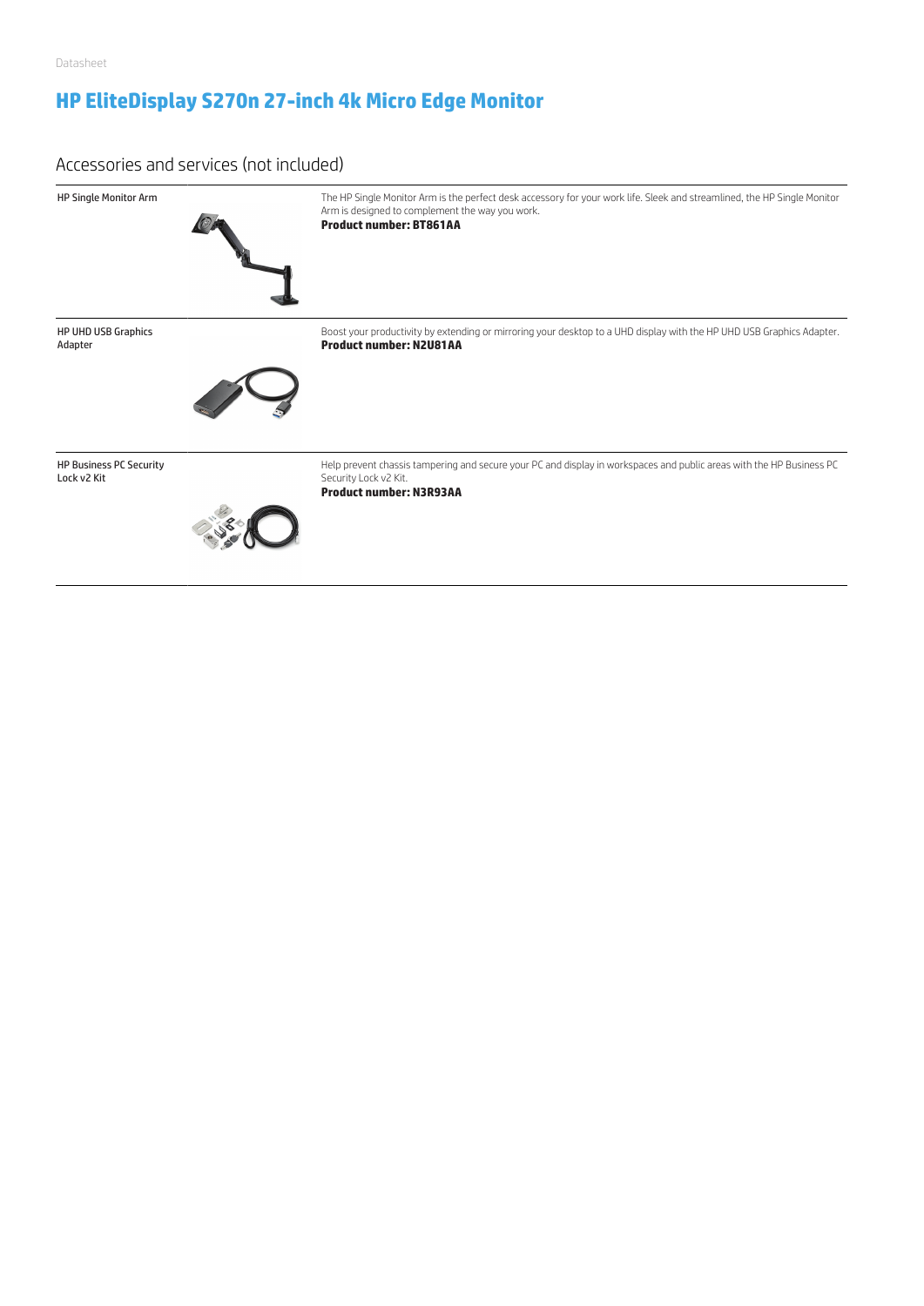# HP EliteDisplay S270n 27-inch 4k Micro Edge Monitor

## Accessories and services (not included)

| | |
|---|---|
| HP Single Monitor Arm | The HP Single Monitor Arm is the perfect desk accessory for your work life. Sleek and streamlined, the HP Single Monitor Arm is designed to complement the way you work.<br>**Product number: BT861AA** |
| HP UHD USB Graphics Adapter | Boost your productivity by extending or mirroring your desktop to a UHD display with the HP UHD USB Graphics Adapter.<br>**Product number: N2U81AA** |
| HP Business PC Security Lock v2 Kit | Help prevent chassis tampering and secure your PC and display in workspaces and public areas with the HP Business PC Security Lock v2 Kit.<br>**Product number: N3R93AA** |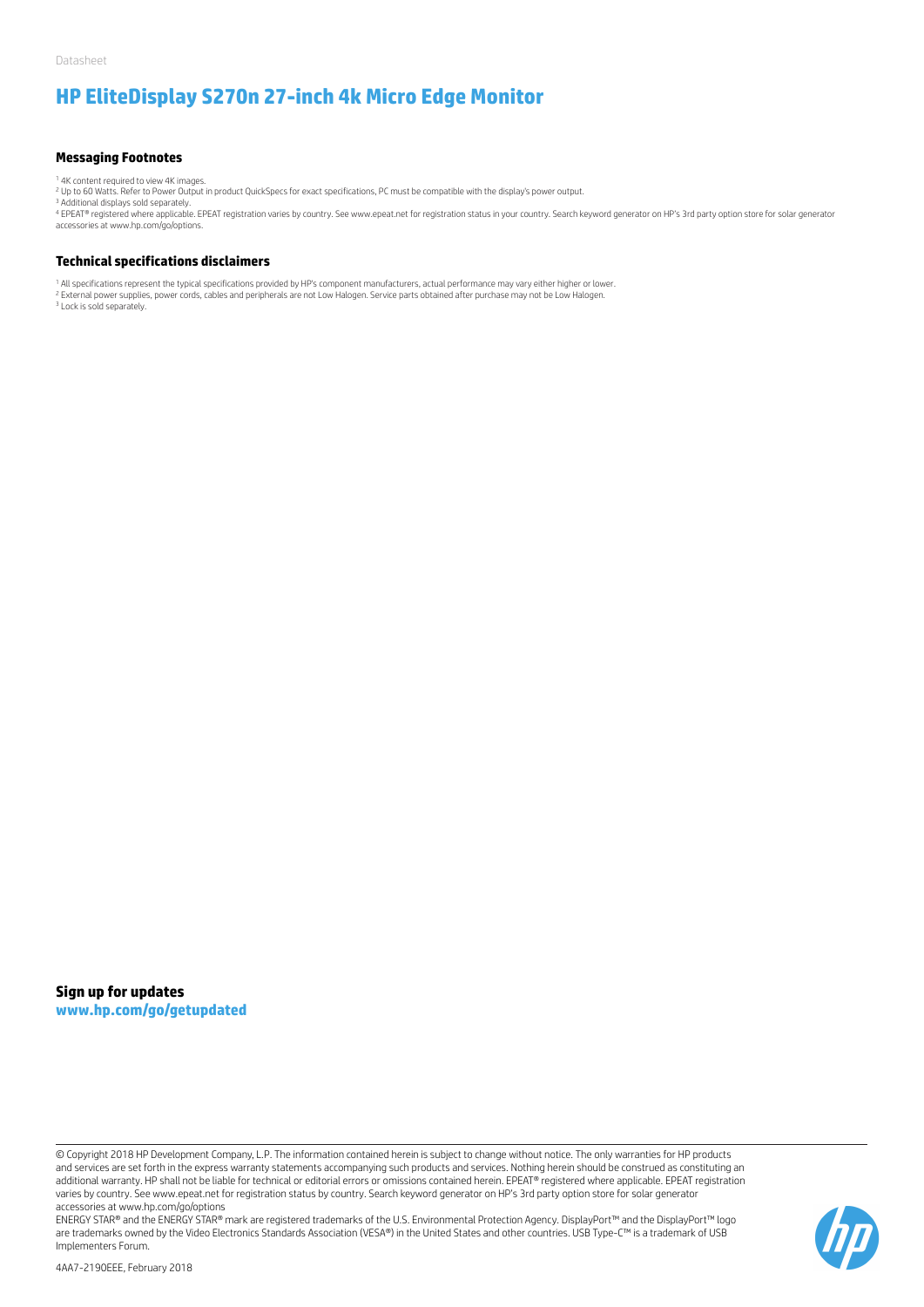Datasheet

# HP EliteDisplay S270n 27-inch 4k Micro Edge Monitor

## Messaging Footnotes

[1] 4K content required to view 4K images.
[2] Up to 60 Watts. Refer to Power Output in product QuickSpecs for exact specifications, PC must be compatible with the display's power output.
[3] Additional displays sold separately.
[4] EPEAT® registered where applicable. EPEAT registration varies by country. See www.epeat.net for registration status in your country. Search keyword generator on HP's 3rd party option store for solar generator accessories at www.hp.com/go/options.

## Technical specifications disclaimers

[1] All specifications represent the typical specifications provided by HP's component manufacturers, actual performance may vary either higher or lower.
[2] External power supplies, power cords, cables and peripherals are not Low Halogen. Service parts obtained after purchase may not be Low Halogen.
[3] Lock is sold separately.

**Sign up for updates**
**www.hp.com/go/getupdated**

© Copyright 2018 HP Development Company, L.P. The information contained herein is subject to change without notice. The only warranties for HP products and services are set forth in the express warranty statements accompanying such products and services. Nothing herein should be construed as constituting an additional warranty. HP shall not be liable for technical or editorial errors or omissions contained herein. EPEAT® registered where applicable. EPEAT registration varies by country. See www.epeat.net for registration status by country. Search keyword generator on HP's 3rd party option store for solar generator accessories at www.hp.com/go/options
ENERGY STAR® and the ENERGY STAR® mark are registered trademarks of the U.S. Environmental Protection Agency. DisplayPort™ and the DisplayPort™ logo are trademarks owned by the Video Electronics Standards Association (VESA®) in the United States and other countries. USB Type-C™ is a trademark of USB Implementers Forum.

4AA7-2190EEE, February 2018